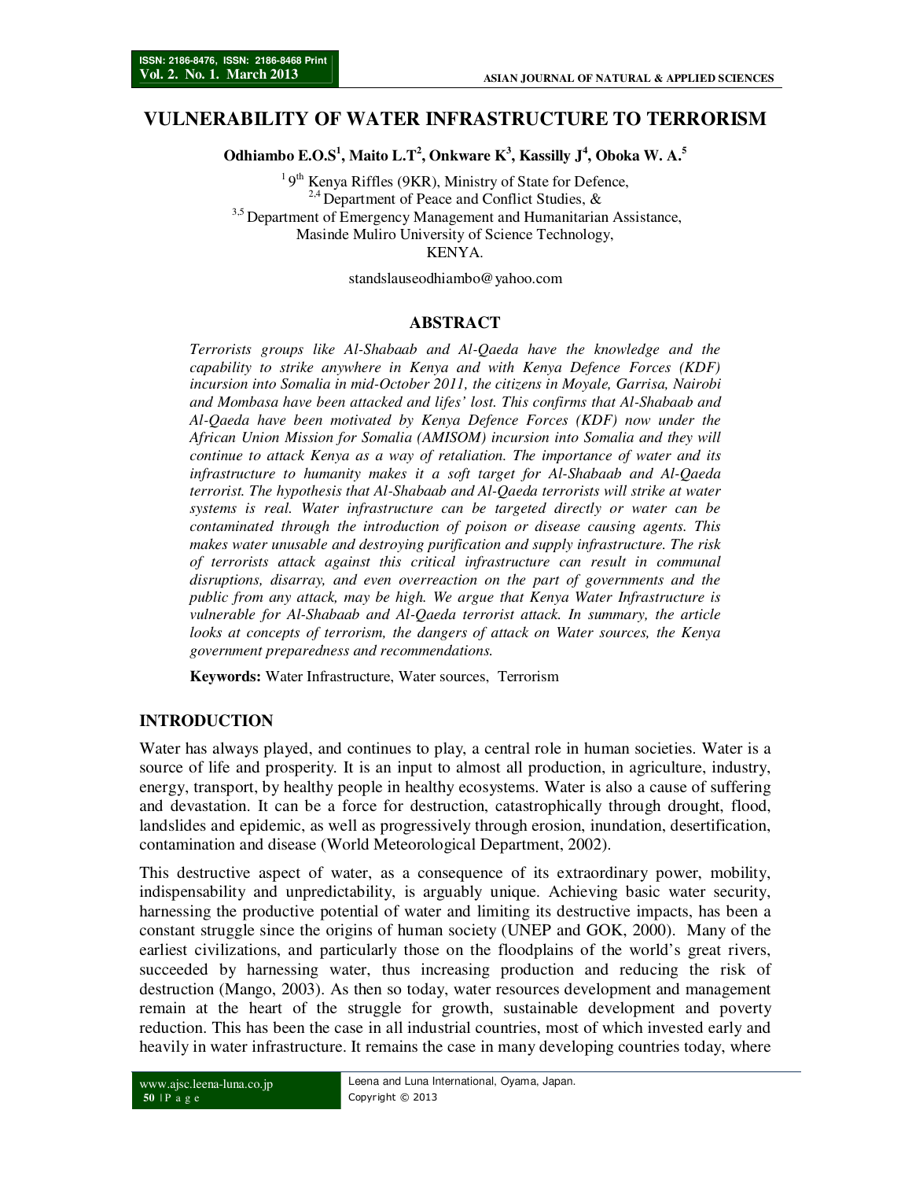# VULNERABILITY OF WATER INFRASTRUCTURE TO TERRORISM

**Odhiambo E.O.S[1], Maito L.T[2], Onkware K[3], Kassilly J[4], Oboka W. A.[5]**

[1] 9th Kenya Riffles (9KR), Ministry of State for Defence,
[2,4] Department of Peace and Conflict Studies, &
[3,5] Department of Emergency Management and Humanitarian Assistance,
Masinde Muliro University of Science Technology,
KENYA.

standslauseodhiambo@yahoo.com

## ABSTRACT

*Terrorists groups like Al-Shabaab and Al-Qaeda have the knowledge and the capability to strike anywhere in Kenya and with Kenya Defence Forces (KDF) incursion into Somalia in mid-October 2011, the citizens in Moyale, Garrisa, Nairobi and Mombasa have been attacked and lifes' lost. This confirms that Al-Shabaab and Al-Qaeda have been motivated by Kenya Defence Forces (KDF) now under the African Union Mission for Somalia (AMISOM) incursion into Somalia and they will continue to attack Kenya as a way of retaliation. The importance of water and its infrastructure to humanity makes it a soft target for Al-Shabaab and Al-Qaeda terrorist. The hypothesis that Al-Shabaab and Al-Qaeda terrorists will strike at water systems is real. Water infrastructure can be targeted directly or water can be contaminated through the introduction of poison or disease causing agents. This makes water unusable and destroying purification and supply infrastructure. The risk of terrorists attack against this critical infrastructure can result in communal disruptions, disarray, and even overreaction on the part of governments and the public from any attack, may be high. We argue that Kenya Water Infrastructure is vulnerable for Al-Shabaab and Al-Qaeda terrorist attack. In summary, the article looks at concepts of terrorism, the dangers of attack on Water sources, the Kenya government preparedness and recommendations.*

**Keywords:** Water Infrastructure, Water sources, Terrorism

## INTRODUCTION

Water has always played, and continues to play, a central role in human societies. Water is a source of life and prosperity. It is an input to almost all production, in agriculture, industry, energy, transport, by healthy people in healthy ecosystems. Water is also a cause of suffering and devastation. It can be a force for destruction, catastrophically through drought, flood, landslides and epidemic, as well as progressively through erosion, inundation, desertification, contamination and disease (World Meteorological Department, 2002).

This destructive aspect of water, as a consequence of its extraordinary power, mobility, indispensability and unpredictability, is arguably unique. Achieving basic water security, harnessing the productive potential of water and limiting its destructive impacts, has been a constant struggle since the origins of human society (UNEP and GOK, 2000). Many of the earliest civilizations, and particularly those on the floodplains of the world's great rivers, succeeded by harnessing water, thus increasing production and reducing the risk of destruction (Mango, 2003). As then so today, water resources development and management remain at the heart of the struggle for growth, sustainable development and poverty reduction. This has been the case in all industrial countries, most of which invested early and heavily in water infrastructure. It remains the case in many developing countries today, where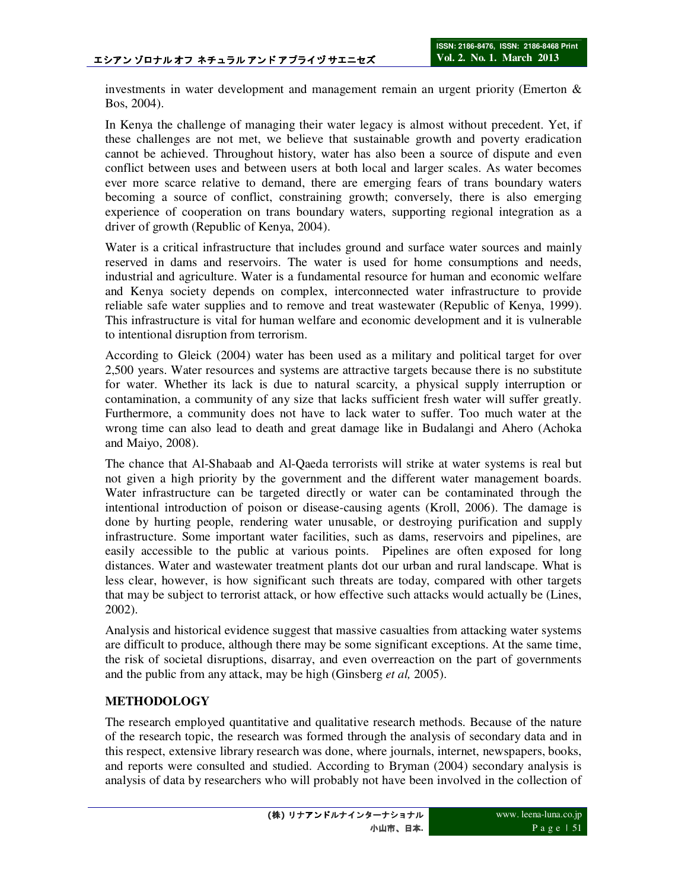investments in water development and management remain an urgent priority (Emerton & Bos, 2004).

In Kenya the challenge of managing their water legacy is almost without precedent. Yet, if these challenges are not met, we believe that sustainable growth and poverty eradication cannot be achieved. Throughout history, water has also been a source of dispute and even conflict between uses and between users at both local and larger scales. As water becomes ever more scarce relative to demand, there are emerging fears of trans boundary waters becoming a source of conflict, constraining growth; conversely, there is also emerging experience of cooperation on trans boundary waters, supporting regional integration as a driver of growth (Republic of Kenya, 2004).

Water is a critical infrastructure that includes ground and surface water sources and mainly reserved in dams and reservoirs. The water is used for home consumptions and needs, industrial and agriculture. Water is a fundamental resource for human and economic welfare and Kenya society depends on complex, interconnected water infrastructure to provide reliable safe water supplies and to remove and treat wastewater (Republic of Kenya, 1999). This infrastructure is vital for human welfare and economic development and it is vulnerable to intentional disruption from terrorism.

According to Gleick (2004) water has been used as a military and political target for over 2,500 years. Water resources and systems are attractive targets because there is no substitute for water. Whether its lack is due to natural scarcity, a physical supply interruption or contamination, a community of any size that lacks sufficient fresh water will suffer greatly. Furthermore, a community does not have to lack water to suffer. Too much water at the wrong time can also lead to death and great damage like in Budalangi and Ahero (Achoka and Maiyo, 2008).

The chance that Al-Shabaab and Al-Qaeda terrorists will strike at water systems is real but not given a high priority by the government and the different water management boards. Water infrastructure can be targeted directly or water can be contaminated through the intentional introduction of poison or disease-causing agents (Kroll, 2006). The damage is done by hurting people, rendering water unusable, or destroying purification and supply infrastructure. Some important water facilities, such as dams, reservoirs and pipelines, are easily accessible to the public at various points. Pipelines are often exposed for long distances. Water and wastewater treatment plants dot our urban and rural landscape. What is less clear, however, is how significant such threats are today, compared with other targets that may be subject to terrorist attack, or how effective such attacks would actually be (Lines, 2002).

Analysis and historical evidence suggest that massive casualties from attacking water systems are difficult to produce, although there may be some significant exceptions. At the same time, the risk of societal disruptions, disarray, and even overreaction on the part of governments and the public from any attack, may be high (Ginsberg *et al,* 2005).

## METHODOLOGY

The research employed quantitative and qualitative research methods. Because of the nature of the research topic, the research was formed through the analysis of secondary data and in this respect, extensive library research was done, where journals, internet, newspapers, books, and reports were consulted and studied. According to Bryman (2004) secondary analysis is analysis of data by researchers who will probably not have been involved in the collection of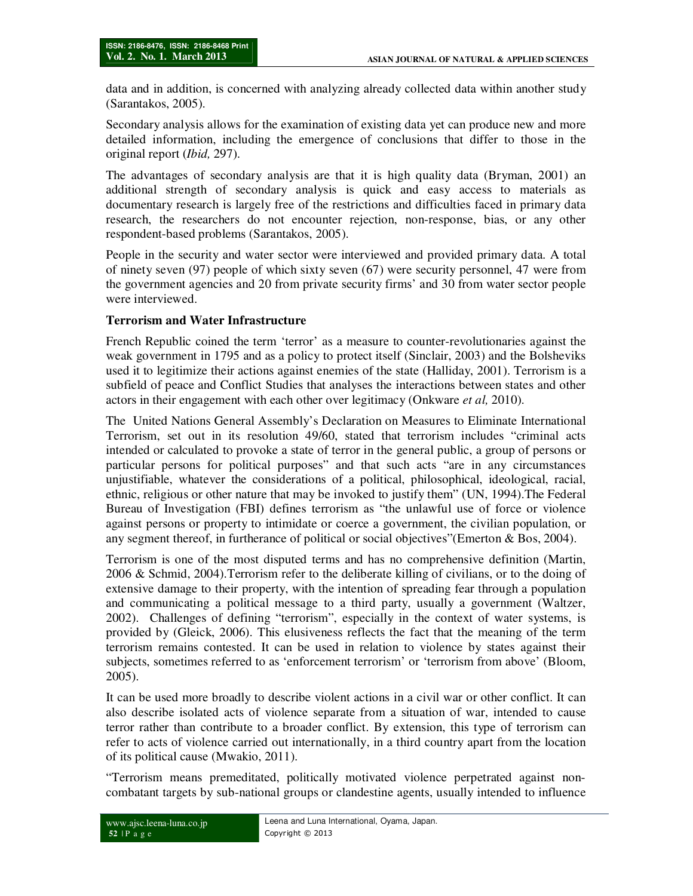data and in addition, is concerned with analyzing already collected data within another study (Sarantakos, 2005).

Secondary analysis allows for the examination of existing data yet can produce new and more detailed information, including the emergence of conclusions that differ to those in the original report (*Ibid,* 297).

The advantages of secondary analysis are that it is high quality data (Bryman, 2001) an additional strength of secondary analysis is quick and easy access to materials as documentary research is largely free of the restrictions and difficulties faced in primary data research, the researchers do not encounter rejection, non-response, bias, or any other respondent-based problems (Sarantakos, 2005).

People in the security and water sector were interviewed and provided primary data. A total of ninety seven (97) people of which sixty seven (67) were security personnel, 47 were from the government agencies and 20 from private security firms' and 30 from water sector people were interviewed.

**Terrorism and Water Infrastructure**

French Republic coined the term 'terror' as a measure to counter-revolutionaries against the weak government in 1795 and as a policy to protect itself (Sinclair, 2003) and the Bolsheviks used it to legitimize their actions against enemies of the state (Halliday, 2001). Terrorism is a subfield of peace and Conflict Studies that analyses the interactions between states and other actors in their engagement with each other over legitimacy (Onkware *et al,* 2010).

The United Nations General Assembly's Declaration on Measures to Eliminate International Terrorism, set out in its resolution 49/60, stated that terrorism includes "criminal acts intended or calculated to provoke a state of terror in the general public, a group of persons or particular persons for political purposes" and that such acts "are in any circumstances unjustifiable, whatever the considerations of a political, philosophical, ideological, racial, ethnic, religious or other nature that may be invoked to justify them" (UN, 1994).The Federal Bureau of Investigation (FBI) defines terrorism as "the unlawful use of force or violence against persons or property to intimidate or coerce a government, the civilian population, or any segment thereof, in furtherance of political or social objectives"(Emerton & Bos, 2004).

Terrorism is one of the most disputed terms and has no comprehensive definition (Martin, 2006 & Schmid, 2004).Terrorism refer to the deliberate killing of civilians, or to the doing of extensive damage to their property, with the intention of spreading fear through a population and communicating a political message to a third party, usually a government (Waltzer, 2002). Challenges of defining "terrorism", especially in the context of water systems, is provided by (Gleick, 2006). This elusiveness reflects the fact that the meaning of the term terrorism remains contested. It can be used in relation to violence by states against their subjects, sometimes referred to as 'enforcement terrorism' or 'terrorism from above' (Bloom, 2005).

It can be used more broadly to describe violent actions in a civil war or other conflict. It can also describe isolated acts of violence separate from a situation of war, intended to cause terror rather than contribute to a broader conflict. By extension, this type of terrorism can refer to acts of violence carried out internationally, in a third country apart from the location of its political cause (Mwakio, 2011).

"Terrorism means premeditated, politically motivated violence perpetrated against non-combatant targets by sub-national groups or clandestine agents, usually intended to influence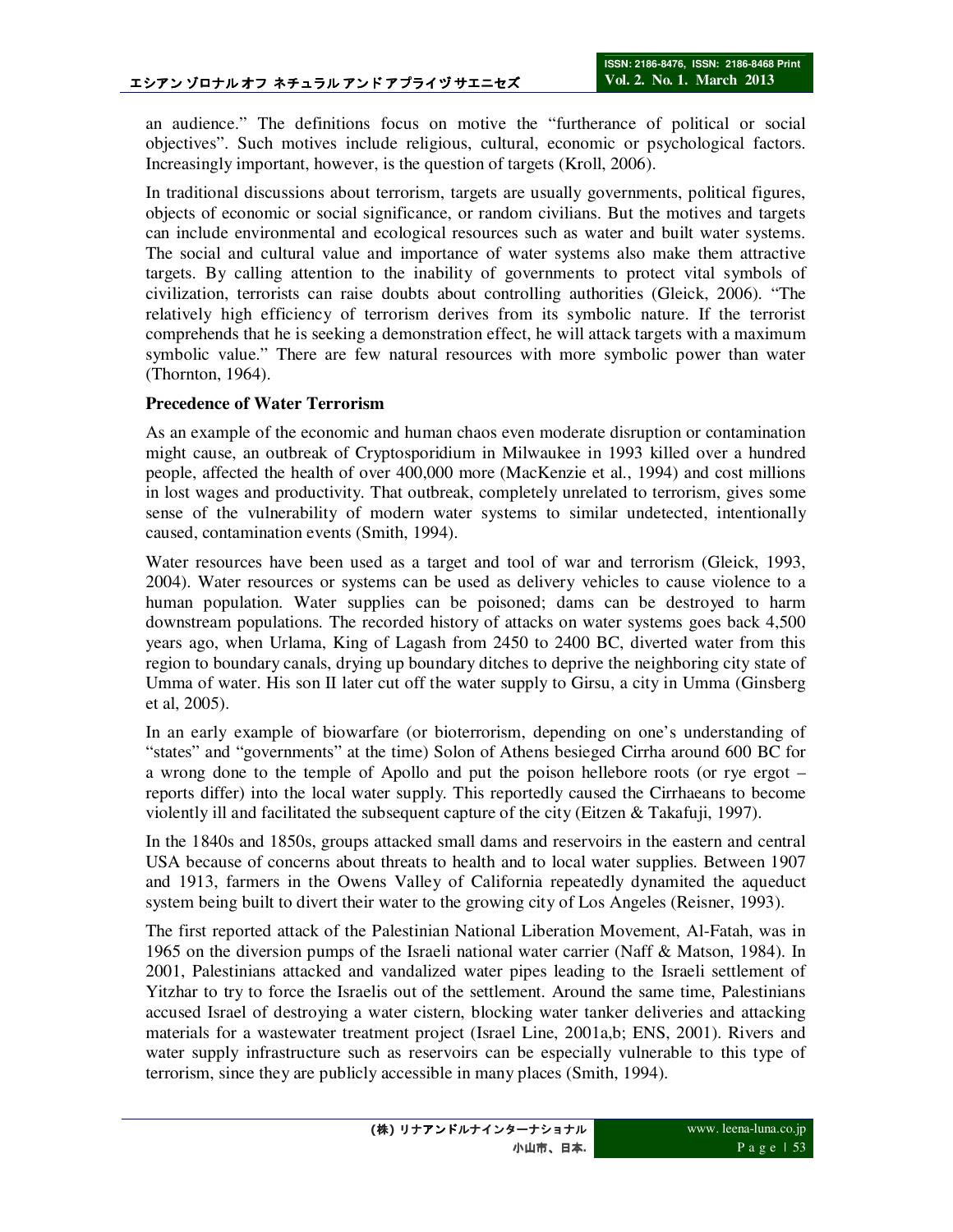an audience." The definitions focus on motive the "furtherance of political or social objectives". Such motives include religious, cultural, economic or psychological factors. Increasingly important, however, is the question of targets (Kroll, 2006).

In traditional discussions about terrorism, targets are usually governments, political figures, objects of economic or social significance, or random civilians. But the motives and targets can include environmental and ecological resources such as water and built water systems. The social and cultural value and importance of water systems also make them attractive targets. By calling attention to the inability of governments to protect vital symbols of civilization, terrorists can raise doubts about controlling authorities (Gleick, 2006). "The relatively high efficiency of terrorism derives from its symbolic nature. If the terrorist comprehends that he is seeking a demonstration effect, he will attack targets with a maximum symbolic value." There are few natural resources with more symbolic power than water (Thornton, 1964).

**Precedence of Water Terrorism**

As an example of the economic and human chaos even moderate disruption or contamination might cause, an outbreak of Cryptosporidium in Milwaukee in 1993 killed over a hundred people, affected the health of over 400,000 more (MacKenzie et al., 1994) and cost millions in lost wages and productivity. That outbreak, completely unrelated to terrorism, gives some sense of the vulnerability of modern water systems to similar undetected, intentionally caused, contamination events (Smith, 1994).

Water resources have been used as a target and tool of war and terrorism (Gleick, 1993, 2004). Water resources or systems can be used as delivery vehicles to cause violence to a human population. Water supplies can be poisoned; dams can be destroyed to harm downstream populations. The recorded history of attacks on water systems goes back 4,500 years ago, when Urlama, King of Lagash from 2450 to 2400 BC, diverted water from this region to boundary canals, drying up boundary ditches to deprive the neighboring city state of Umma of water. His son II later cut off the water supply to Girsu, a city in Umma (Ginsberg et al, 2005).

In an early example of biowarfare (or bioterrorism, depending on one's understanding of "states" and "governments" at the time) Solon of Athens besieged Cirrha around 600 BC for a wrong done to the temple of Apollo and put the poison hellebore roots (or rye ergot – reports differ) into the local water supply. This reportedly caused the Cirrhaeans to become violently ill and facilitated the subsequent capture of the city (Eitzen & Takafuji, 1997).

In the 1840s and 1850s, groups attacked small dams and reservoirs in the eastern and central USA because of concerns about threats to health and to local water supplies. Between 1907 and 1913, farmers in the Owens Valley of California repeatedly dynamited the aqueduct system being built to divert their water to the growing city of Los Angeles (Reisner, 1993).

The first reported attack of the Palestinian National Liberation Movement, Al-Fatah, was in 1965 on the diversion pumps of the Israeli national water carrier (Naff & Matson, 1984). In 2001, Palestinians attacked and vandalized water pipes leading to the Israeli settlement of Yitzhar to try to force the Israelis out of the settlement. Around the same time, Palestinians accused Israel of destroying a water cistern, blocking water tanker deliveries and attacking materials for a wastewater treatment project (Israel Line, 2001a,b; ENS, 2001). Rivers and water supply infrastructure such as reservoirs can be especially vulnerable to this type of terrorism, since they are publicly accessible in many places (Smith, 1994).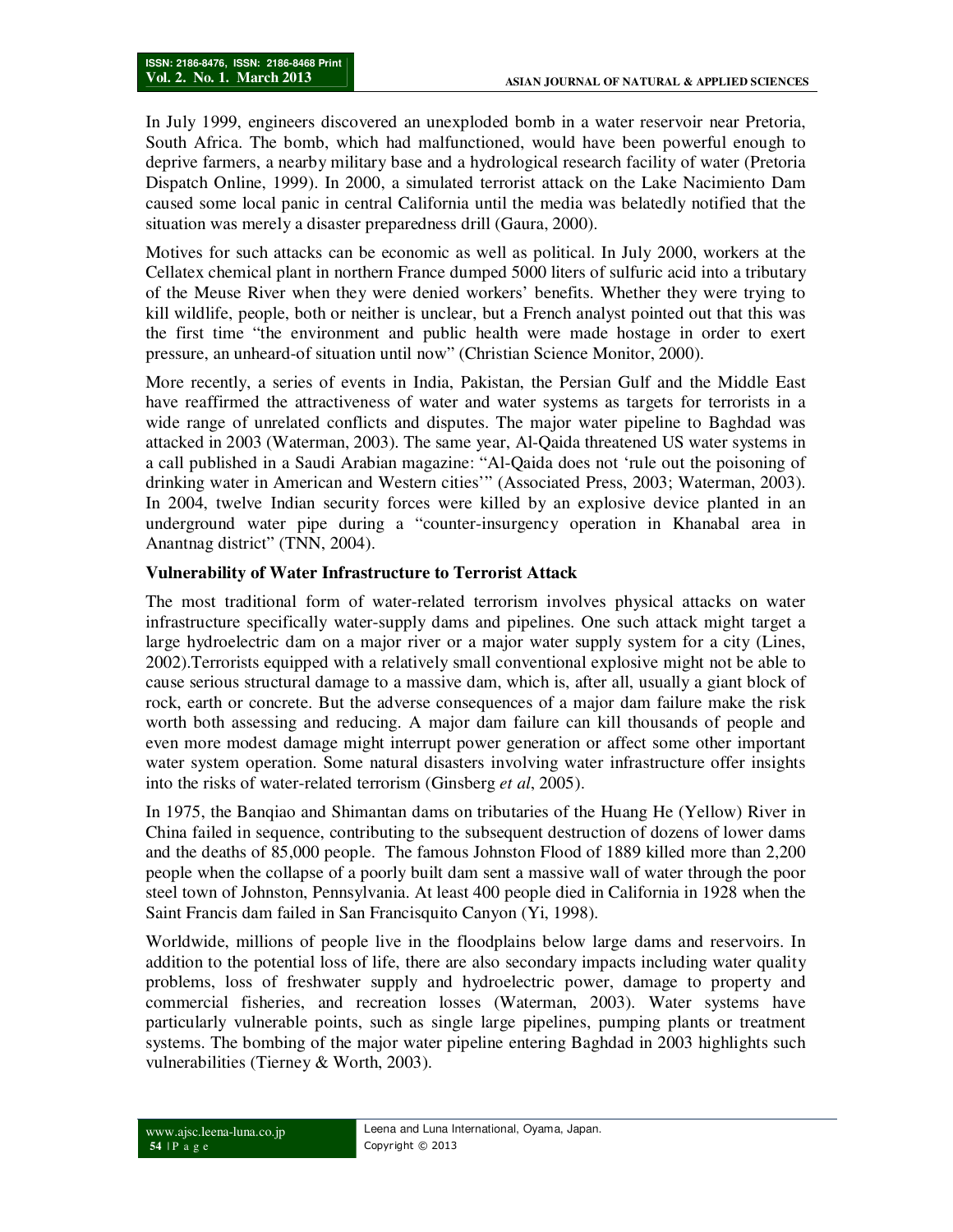In July 1999, engineers discovered an unexploded bomb in a water reservoir near Pretoria, South Africa. The bomb, which had malfunctioned, would have been powerful enough to deprive farmers, a nearby military base and a hydrological research facility of water (Pretoria Dispatch Online, 1999). In 2000, a simulated terrorist attack on the Lake Nacimiento Dam caused some local panic in central California until the media was belatedly notified that the situation was merely a disaster preparedness drill (Gaura, 2000).

Motives for such attacks can be economic as well as political. In July 2000, workers at the Cellatex chemical plant in northern France dumped 5000 liters of sulfuric acid into a tributary of the Meuse River when they were denied workers' benefits. Whether they were trying to kill wildlife, people, both or neither is unclear, but a French analyst pointed out that this was the first time "the environment and public health were made hostage in order to exert pressure, an unheard-of situation until now" (Christian Science Monitor, 2000).

More recently, a series of events in India, Pakistan, the Persian Gulf and the Middle East have reaffirmed the attractiveness of water and water systems as targets for terrorists in a wide range of unrelated conflicts and disputes. The major water pipeline to Baghdad was attacked in 2003 (Waterman, 2003). The same year, Al-Qaida threatened US water systems in a call published in a Saudi Arabian magazine: "Al-Qaida does not 'rule out the poisoning of drinking water in American and Western cities'" (Associated Press, 2003; Waterman, 2003). In 2004, twelve Indian security forces were killed by an explosive device planted in an underground water pipe during a "counter-insurgency operation in Khanabal area in Anantnag district" (TNN, 2004).

**Vulnerability of Water Infrastructure to Terrorist Attack**

The most traditional form of water-related terrorism involves physical attacks on water infrastructure specifically water-supply dams and pipelines. One such attack might target a large hydroelectric dam on a major river or a major water supply system for a city (Lines, 2002).Terrorists equipped with a relatively small conventional explosive might not be able to cause serious structural damage to a massive dam, which is, after all, usually a giant block of rock, earth or concrete. But the adverse consequences of a major dam failure make the risk worth both assessing and reducing. A major dam failure can kill thousands of people and even more modest damage might interrupt power generation or affect some other important water system operation. Some natural disasters involving water infrastructure offer insights into the risks of water-related terrorism (Ginsberg *et al*, 2005).

In 1975, the Banqiao and Shimantan dams on tributaries of the Huang He (Yellow) River in China failed in sequence, contributing to the subsequent destruction of dozens of lower dams and the deaths of 85,000 people. The famous Johnston Flood of 1889 killed more than 2,200 people when the collapse of a poorly built dam sent a massive wall of water through the poor steel town of Johnston, Pennsylvania. At least 400 people died in California in 1928 when the Saint Francis dam failed in San Francisquito Canyon (Yi, 1998).

Worldwide, millions of people live in the floodplains below large dams and reservoirs. In addition to the potential loss of life, there are also secondary impacts including water quality problems, loss of freshwater supply and hydroelectric power, damage to property and commercial fisheries, and recreation losses (Waterman, 2003). Water systems have particularly vulnerable points, such as single large pipelines, pumping plants or treatment systems. The bombing of the major water pipeline entering Baghdad in 2003 highlights such vulnerabilities (Tierney & Worth, 2003).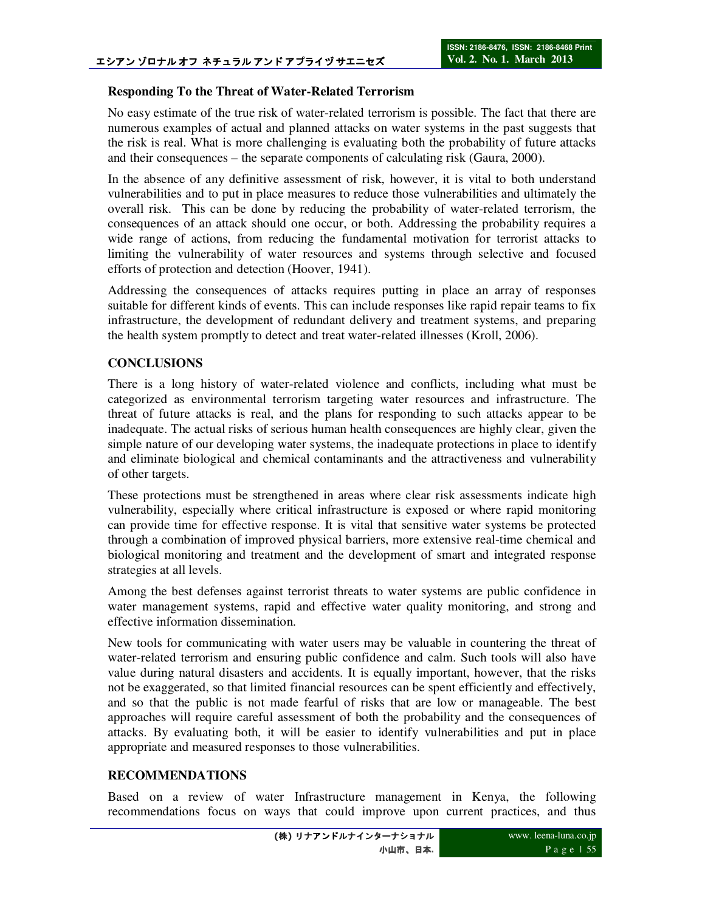## Responding To the Threat of Water-Related Terrorism

No easy estimate of the true risk of water-related terrorism is possible. The fact that there are numerous examples of actual and planned attacks on water systems in the past suggests that the risk is real. What is more challenging is evaluating both the probability of future attacks and their consequences – the separate components of calculating risk (Gaura, 2000).

In the absence of any definitive assessment of risk, however, it is vital to both understand vulnerabilities and to put in place measures to reduce those vulnerabilities and ultimately the overall risk. This can be done by reducing the probability of water-related terrorism, the consequences of an attack should one occur, or both. Addressing the probability requires a wide range of actions, from reducing the fundamental motivation for terrorist attacks to limiting the vulnerability of water resources and systems through selective and focused efforts of protection and detection (Hoover, 1941).

Addressing the consequences of attacks requires putting in place an array of responses suitable for different kinds of events. This can include responses like rapid repair teams to fix infrastructure, the development of redundant delivery and treatment systems, and preparing the health system promptly to detect and treat water-related illnesses (Kroll, 2006).

## CONCLUSIONS

There is a long history of water-related violence and conflicts, including what must be categorized as environmental terrorism targeting water resources and infrastructure. The threat of future attacks is real, and the plans for responding to such attacks appear to be inadequate. The actual risks of serious human health consequences are highly clear, given the simple nature of our developing water systems, the inadequate protections in place to identify and eliminate biological and chemical contaminants and the attractiveness and vulnerability of other targets.

These protections must be strengthened in areas where clear risk assessments indicate high vulnerability, especially where critical infrastructure is exposed or where rapid monitoring can provide time for effective response. It is vital that sensitive water systems be protected through a combination of improved physical barriers, more extensive real-time chemical and biological monitoring and treatment and the development of smart and integrated response strategies at all levels.

Among the best defenses against terrorist threats to water systems are public confidence in water management systems, rapid and effective water quality monitoring, and strong and effective information dissemination.

New tools for communicating with water users may be valuable in countering the threat of water-related terrorism and ensuring public confidence and calm. Such tools will also have value during natural disasters and accidents. It is equally important, however, that the risks not be exaggerated, so that limited financial resources can be spent efficiently and effectively, and so that the public is not made fearful of risks that are low or manageable. The best approaches will require careful assessment of both the probability and the consequences of attacks. By evaluating both, it will be easier to identify vulnerabilities and put in place appropriate and measured responses to those vulnerabilities.

## RECOMMENDATIONS

Based on a review of water Infrastructure management in Kenya, the following recommendations focus on ways that could improve upon current practices, and thus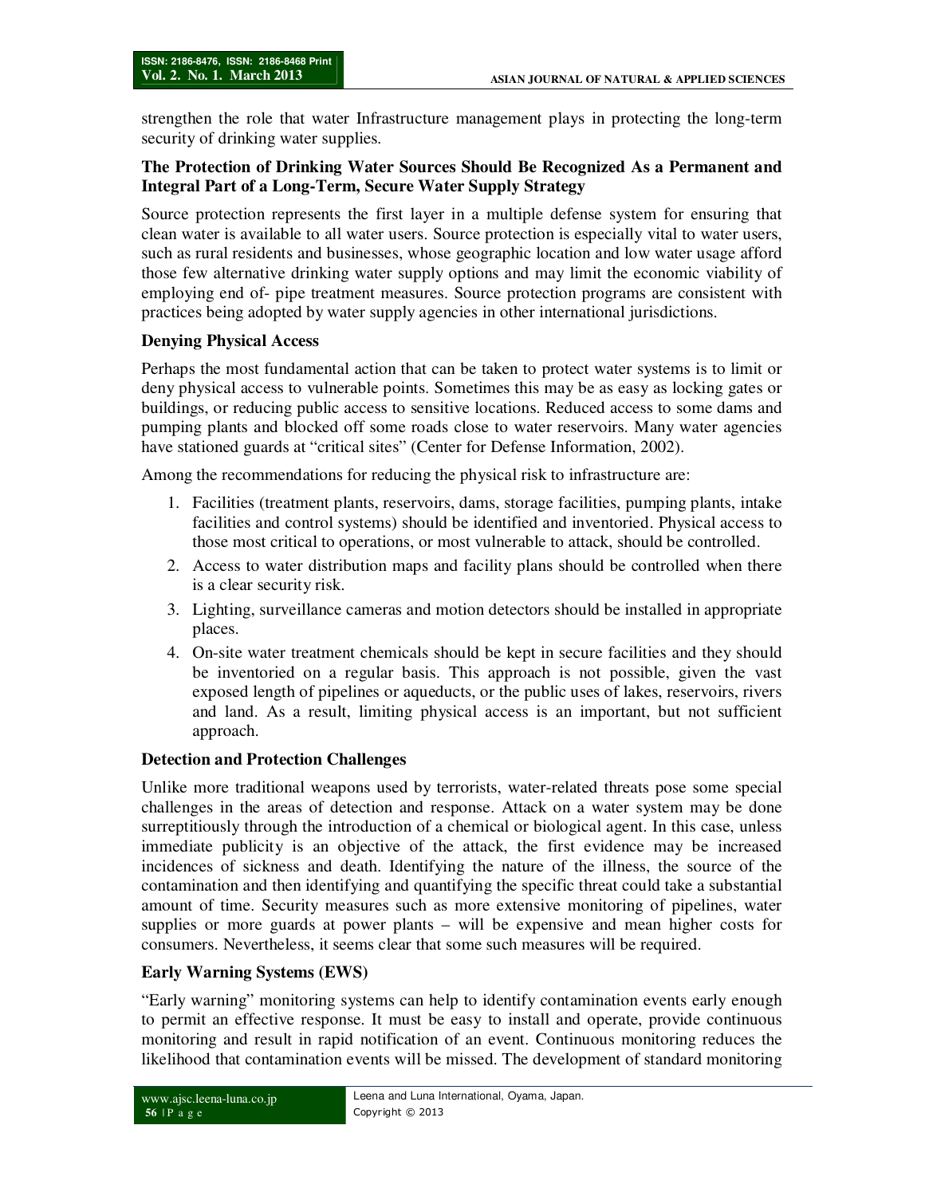strengthen the role that water Infrastructure management plays in protecting the long-term security of drinking water supplies.

### The Protection of Drinking Water Sources Should Be Recognized As a Permanent and Integral Part of a Long-Term, Secure Water Supply Strategy

Source protection represents the first layer in a multiple defense system for ensuring that clean water is available to all water users. Source protection is especially vital to water users, such as rural residents and businesses, whose geographic location and low water usage afford those few alternative drinking water supply options and may limit the economic viability of employing end of- pipe treatment measures. Source protection programs are consistent with practices being adopted by water supply agencies in other international jurisdictions.

### Denying Physical Access

Perhaps the most fundamental action that can be taken to protect water systems is to limit or deny physical access to vulnerable points. Sometimes this may be as easy as locking gates or buildings, or reducing public access to sensitive locations. Reduced access to some dams and pumping plants and blocked off some roads close to water reservoirs. Many water agencies have stationed guards at "critical sites" (Center for Defense Information, 2002).

Among the recommendations for reducing the physical risk to infrastructure are:

1. Facilities (treatment plants, reservoirs, dams, storage facilities, pumping plants, intake facilities and control systems) should be identified and inventoried. Physical access to those most critical to operations, or most vulnerable to attack, should be controlled.
2. Access to water distribution maps and facility plans should be controlled when there is a clear security risk.
3. Lighting, surveillance cameras and motion detectors should be installed in appropriate places.
4. On-site water treatment chemicals should be kept in secure facilities and they should be inventoried on a regular basis. This approach is not possible, given the vast exposed length of pipelines or aqueducts, or the public uses of lakes, reservoirs, rivers and land. As a result, limiting physical access is an important, but not sufficient approach.

### Detection and Protection Challenges

Unlike more traditional weapons used by terrorists, water-related threats pose some special challenges in the areas of detection and response. Attack on a water system may be done surreptitiously through the introduction of a chemical or biological agent. In this case, unless immediate publicity is an objective of the attack, the first evidence may be increased incidences of sickness and death. Identifying the nature of the illness, the source of the contamination and then identifying and quantifying the specific threat could take a substantial amount of time. Security measures such as more extensive monitoring of pipelines, water supplies or more guards at power plants – will be expensive and mean higher costs for consumers. Nevertheless, it seems clear that some such measures will be required.

### Early Warning Systems (EWS)

"Early warning" monitoring systems can help to identify contamination events early enough to permit an effective response. It must be easy to install and operate, provide continuous monitoring and result in rapid notification of an event. Continuous monitoring reduces the likelihood that contamination events will be missed. The development of standard monitoring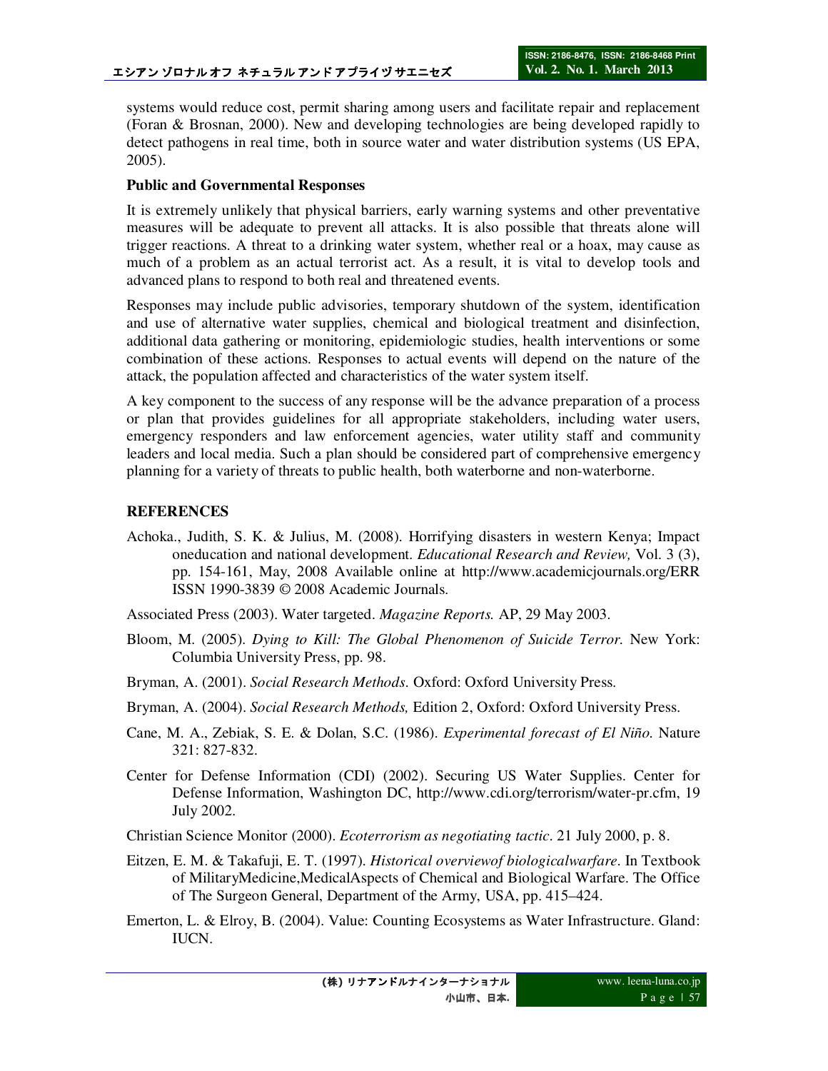systems would reduce cost, permit sharing among users and facilitate repair and replacement (Foran & Brosnan, 2000). New and developing technologies are being developed rapidly to detect pathogens in real time, both in source water and water distribution systems (US EPA, 2005).

**Public and Governmental Responses**

It is extremely unlikely that physical barriers, early warning systems and other preventative measures will be adequate to prevent all attacks. It is also possible that threats alone will trigger reactions. A threat to a drinking water system, whether real or a hoax, may cause as much of a problem as an actual terrorist act. As a result, it is vital to develop tools and advanced plans to respond to both real and threatened events.

Responses may include public advisories, temporary shutdown of the system, identification and use of alternative water supplies, chemical and biological treatment and disinfection, additional data gathering or monitoring, epidemiologic studies, health interventions or some combination of these actions. Responses to actual events will depend on the nature of the attack, the population affected and characteristics of the water system itself.

A key component to the success of any response will be the advance preparation of a process or plan that provides guidelines for all appropriate stakeholders, including water users, emergency responders and law enforcement agencies, water utility staff and community leaders and local media. Such a plan should be considered part of comprehensive emergency planning for a variety of threats to public health, both waterborne and non-waterborne.

## REFERENCES

Achoka., Judith, S. K. & Julius, M. (2008). Horrifying disasters in western Kenya; Impact oneducation and national development. *Educational Research and Review,* Vol. 3 (3), pp. 154-161, May, 2008 Available online at http://www.academicjournals.org/ERR ISSN 1990-3839 © 2008 Academic Journals.

Associated Press (2003). Water targeted. *Magazine Reports.* AP, 29 May 2003.

Bloom, M. (2005). *Dying to Kill: The Global Phenomenon of Suicide Terror.* New York: Columbia University Press, pp. 98.

Bryman, A. (2001). *Social Research Methods.* Oxford: Oxford University Press.

Bryman, A. (2004). *Social Research Methods,* Edition 2, Oxford: Oxford University Press.

Cane, M. A., Zebiak, S. E. & Dolan, S.C. (1986). *Experimental forecast of El Niño.* Nature 321: 827-832.

Center for Defense Information (CDI) (2002). Securing US Water Supplies. Center for Defense Information, Washington DC, http://www.cdi.org/terrorism/water-pr.cfm, 19 July 2002.

Christian Science Monitor (2000). *Ecoterrorism as negotiating tactic*. 21 July 2000, p. 8.

Eitzen, E. M. & Takafuji, E. T. (1997). *Historical overviewof biologicalwarfare*. In Textbook of MilitaryMedicine,MedicalAspects of Chemical and Biological Warfare. The Office of The Surgeon General, Department of the Army, USA, pp. 415–424.

Emerton, L. & Elroy, B. (2004). Value: Counting Ecosystems as Water Infrastructure. Gland: IUCN.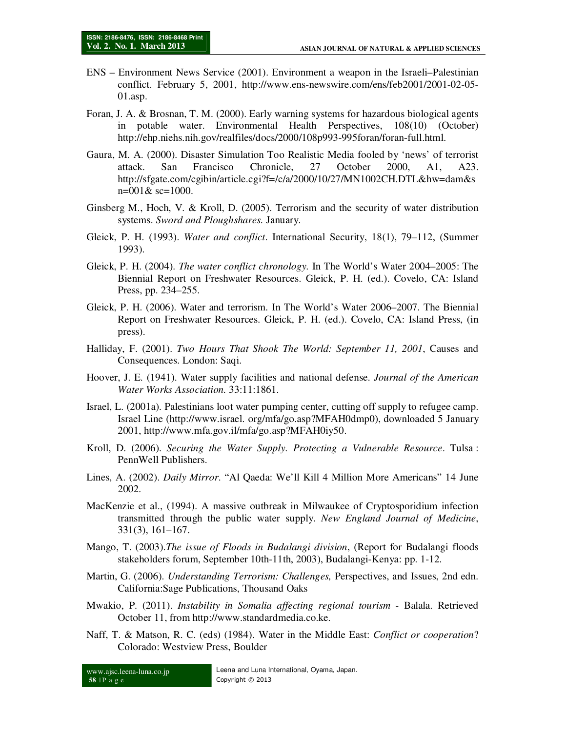ENS – Environment News Service (2001). Environment a weapon in the Israeli–Palestinian conflict. February 5, 2001, http://www.ens-newswire.com/ens/feb2001/2001-02-05-01.asp.

Foran, J. A. & Brosnan, T. M. (2000). Early warning systems for hazardous biological agents in potable water. Environmental Health Perspectives, 108(10) (October) http://ehp.niehs.nih.gov/realfiles/docs/2000/108p993-995foran/foran-full.html.

Gaura, M. A. (2000). Disaster Simulation Too Realistic Media fooled by 'news' of terrorist attack. San Francisco Chronicle, 27 October 2000, A1, A23. http://sfgate.com/cgibin/article.cgi?f=/c/a/2000/10/27/MN1002CH.DTL&hw=dam&sn=001& sc=1000.

Ginsberg M., Hoch, V. & Kroll, D. (2005). Terrorism and the security of water distribution systems. *Sword and Ploughshares.* January.

Gleick, P. H. (1993). *Water and conflict*. International Security, 18(1), 79–112, (Summer 1993).

Gleick, P. H. (2004). *The water conflict chronology.* In The World's Water 2004–2005: The Biennial Report on Freshwater Resources. Gleick, P. H. (ed.). Covelo, CA: Island Press, pp. 234–255.

Gleick, P. H. (2006). Water and terrorism. In The World's Water 2006–2007. The Biennial Report on Freshwater Resources. Gleick, P. H. (ed.). Covelo, CA: Island Press, (in press).

Halliday, F. (2001). *Two Hours That Shook The World: September 11, 2001*, Causes and Consequences. London: Saqi.

Hoover, J. E. (1941). Water supply facilities and national defense. *Journal of the American Water Works Association.* 33:11:1861.

Israel, L. (2001a). Palestinians loot water pumping center, cutting off supply to refugee camp. Israel Line (http://www.israel. org/mfa/go.asp?MFAH0dmp0), downloaded 5 January 2001, http://www.mfa.gov.il/mfa/go.asp?MFAH0iy50.

Kroll, D. (2006). *Securing the Water Supply. Protecting a Vulnerable Resource*. Tulsa : PennWell Publishers.

Lines, A. (2002). *Daily Mirror*. "Al Qaeda: We'll Kill 4 Million More Americans" 14 June 2002.

MacKenzie et al., (1994). A massive outbreak in Milwaukee of Cryptosporidium infection transmitted through the public water supply. *New England Journal of Medicine*, 331(3), 161–167.

Mango, T. (2003).*The issue of Floods in Budalangi division*, (Report for Budalangi floods stakeholders forum, September 10th-11th, 2003), Budalangi-Kenya: pp. 1-12.

Martin, G. (2006). *Understanding Terrorism: Challenges,* Perspectives, and Issues, 2nd edn. California:Sage Publications, Thousand Oaks

Mwakio, P. (2011). *Instability in Somalia affecting regional tourism* - Balala. Retrieved October 11, from http://www.standardmedia.co.ke.

Naff, T. & Matson, R. C. (eds) (1984). Water in the Middle East: *Conflict or cooperation*? Colorado: Westview Press, Boulder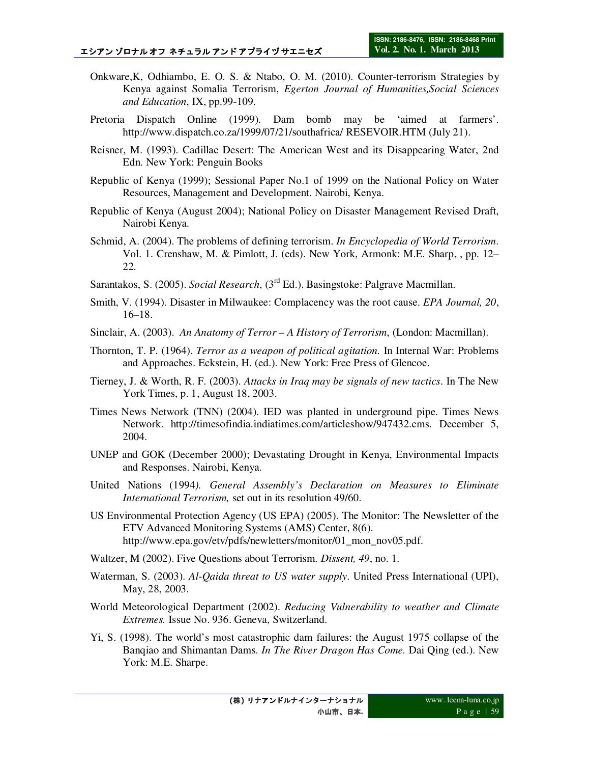Onkware,K, Odhiambo, E. O. S. & Ntabo, O. M. (2010). Counter-terrorism Strategies by Kenya against Somalia Terrorism, *Egerton Journal of Humanities,Social Sciences and Education*, IX, pp.99-109.

Pretoria Dispatch Online (1999). Dam bomb may be 'aimed at farmers'. http://www.dispatch.co.za/1999/07/21/southafrica/ RESEVOIR.HTM (July 21).

Reisner, M. (1993). Cadillac Desert: The American West and its Disappearing Water, 2nd Edn. New York: Penguin Books

Republic of Kenya (1999); Sessional Paper No.1 of 1999 on the National Policy on Water Resources, Management and Development. Nairobi, Kenya.

Republic of Kenya (August 2004); National Policy on Disaster Management Revised Draft, Nairobi Kenya.

Schmid, A. (2004). The problems of defining terrorism. *In Encyclopedia of World Terrorism*. Vol. 1. Crenshaw, M. & Pimlott, J. (eds). New York, Armonk: M.E. Sharp, , pp. 12–22.

Sarantakos, S. (2005). *Social Research*, (3rd Ed.). Basingstoke: Palgrave Macmillan.

Smith, V. (1994). Disaster in Milwaukee: Complacency was the root cause. *EPA Journal, 20*, 16–18.

Sinclair, A. (2003). *An Anatomy of Terror – A History of Terrorism*, (London: Macmillan).

Thornton, T. P. (1964). *Terror as a weapon of political agitation.* In Internal War: Problems and Approaches. Eckstein, H. (ed.). New York: Free Press of Glencoe.

Tierney, J. & Worth, R. F. (2003). *Attacks in Iraq may be signals of new tactics*. In The New York Times, p. 1, August 18, 2003.

Times News Network (TNN) (2004). IED was planted in underground pipe. Times News Network. http://timesofindia.indiatimes.com/articleshow/947432.cms. December 5, 2004.

UNEP and GOK (December 2000); Devastating Drought in Kenya, Environmental Impacts and Responses. Nairobi, Kenya.

United Nations (1994*). General Assembly's Declaration on Measures to Eliminate International Terrorism,* set out in its resolution 49/60.

US Environmental Protection Agency (US EPA) (2005). The Monitor: The Newsletter of the ETV Advanced Monitoring Systems (AMS) Center, 8(6). http://www.epa.gov/etv/pdfs/newletters/monitor/01_mon_nov05.pdf.

Waltzer, M (2002). Five Questions about Terrorism. *Dissent, 49*, no. 1.

Waterman, S. (2003). *Al-Qaida threat to US water supply*. United Press International (UPI), May, 28, 2003.

World Meteorological Department (2002). *Reducing Vulnerability to weather and Climate Extremes.* Issue No. 936. Geneva, Switzerland.

Yi, S. (1998). The world's most catastrophic dam failures: the August 1975 collapse of the Banqiao and Shimantan Dams. *In The River Dragon Has Come.* Dai Qing (ed.). New York: M.E. Sharpe.